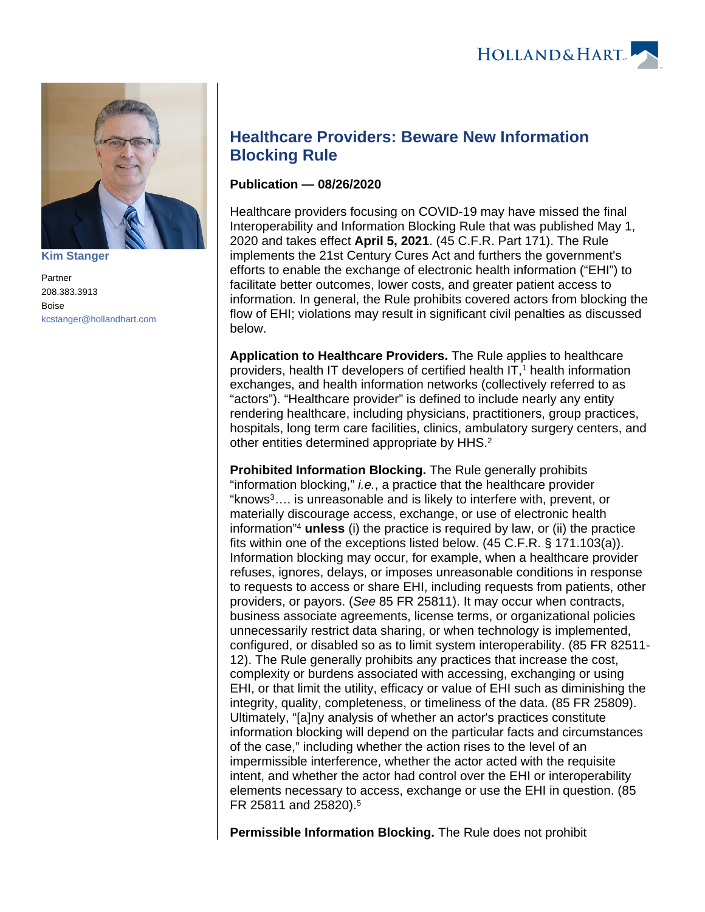Kim Stanger

Partner
208.383.3913
Boise
kcstanger@hollandhart.com

# Healthcare Providers: Beware New Information Blocking Rule

**Publication — 08/26/2020**

Healthcare providers focusing on COVID-19 may have missed the final Interoperability and Information Blocking Rule that was published May 1, 2020 and takes effect **April 5, 2021**. (45 C.F.R. Part 171). The Rule implements the 21st Century Cures Act and furthers the government's efforts to enable the exchange of electronic health information ("EHI") to facilitate better outcomes, lower costs, and greater patient access to information. In general, the Rule prohibits covered actors from blocking the flow of EHI; violations may result in significant civil penalties as discussed below.

**Application to Healthcare Providers.** The Rule applies to healthcare providers, health IT developers of certified health IT,[1] health information exchanges, and health information networks (collectively referred to as "actors"). "Healthcare provider" is defined to include nearly any entity rendering healthcare, including physicians, practitioners, group practices, hospitals, long term care facilities, clinics, ambulatory surgery centers, and other entities determined appropriate by HHS.[2]

**Prohibited Information Blocking.** The Rule generally prohibits "information blocking," *i.e.*, a practice that the healthcare provider "knows[3]…. is unreasonable and is likely to interfere with, prevent, or materially discourage access, exchange, or use of electronic health information"[4] **unless** (i) the practice is required by law, or (ii) the practice fits within one of the exceptions listed below. (45 C.F.R. § 171.103(a)). Information blocking may occur, for example, when a healthcare provider refuses, ignores, delays, or imposes unreasonable conditions in response to requests to access or share EHI, including requests from patients, other providers, or payors. (*See* 85 FR 25811). It may occur when contracts, business associate agreements, license terms, or organizational policies unnecessarily restrict data sharing, or when technology is implemented, configured, or disabled so as to limit system interoperability. (85 FR 82511-12). The Rule generally prohibits any practices that increase the cost, complexity or burdens associated with accessing, exchanging or using EHI, or that limit the utility, efficacy or value of EHI such as diminishing the integrity, quality, completeness, or timeliness of the data. (85 FR 25809). Ultimately, "[a]ny analysis of whether an actor's practices constitute information blocking will depend on the particular facts and circumstances of the case," including whether the action rises to the level of an impermissible interference, whether the actor acted with the requisite intent, and whether the actor had control over the EHI or interoperability elements necessary to access, exchange or use the EHI in question. (85 FR 25811 and 25820).[5]

**Permissible Information Blocking.** The Rule does not prohibit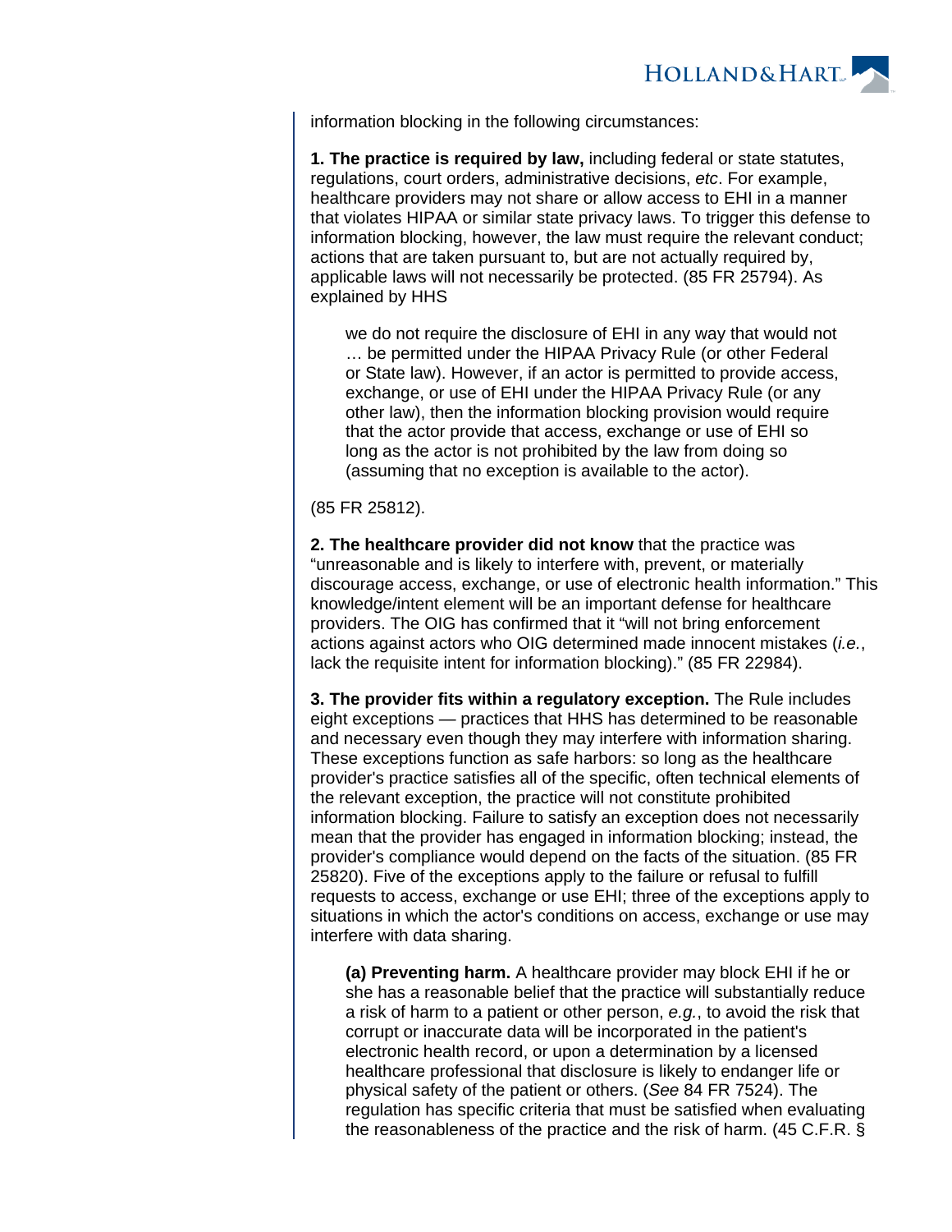information blocking in the following circumstances:

**1. The practice is required by law,** including federal or state statutes, regulations, court orders, administrative decisions, *etc*. For example, healthcare providers may not share or allow access to EHI in a manner that violates HIPAA or similar state privacy laws. To trigger this defense to information blocking, however, the law must require the relevant conduct; actions that are taken pursuant to, but are not actually required by, applicable laws will not necessarily be protected. (85 FR 25794). As explained by HHS

> we do not require the disclosure of EHI in any way that would not … be permitted under the HIPAA Privacy Rule (or other Federal or State law). However, if an actor is permitted to provide access, exchange, or use of EHI under the HIPAA Privacy Rule (or any other law), then the information blocking provision would require that the actor provide that access, exchange or use of EHI so long as the actor is not prohibited by the law from doing so (assuming that no exception is available to the actor).

(85 FR 25812).

**2. The healthcare provider did not know** that the practice was "unreasonable and is likely to interfere with, prevent, or materially discourage access, exchange, or use of electronic health information." This knowledge/intent element will be an important defense for healthcare providers. The OIG has confirmed that it "will not bring enforcement actions against actors who OIG determined made innocent mistakes (*i.e.*, lack the requisite intent for information blocking)." (85 FR 22984).

**3. The provider fits within a regulatory exception.** The Rule includes eight exceptions — practices that HHS has determined to be reasonable and necessary even though they may interfere with information sharing. These exceptions function as safe harbors: so long as the healthcare provider's practice satisfies all of the specific, often technical elements of the relevant exception, the practice will not constitute prohibited information blocking. Failure to satisfy an exception does not necessarily mean that the provider has engaged in information blocking; instead, the provider's compliance would depend on the facts of the situation. (85 FR 25820). Five of the exceptions apply to the failure or refusal to fulfill requests to access, exchange or use EHI; three of the exceptions apply to situations in which the actor's conditions on access, exchange or use may interfere with data sharing.

> **(a) Preventing harm.** A healthcare provider may block EHI if he or she has a reasonable belief that the practice will substantially reduce a risk of harm to a patient or other person, *e.g.*, to avoid the risk that corrupt or inaccurate data will be incorporated in the patient's electronic health record, or upon a determination by a licensed healthcare professional that disclosure is likely to endanger life or physical safety of the patient or others. (*See* 84 FR 7524). The regulation has specific criteria that must be satisfied when evaluating the reasonableness of the practice and the risk of harm. (45 C.F.R. §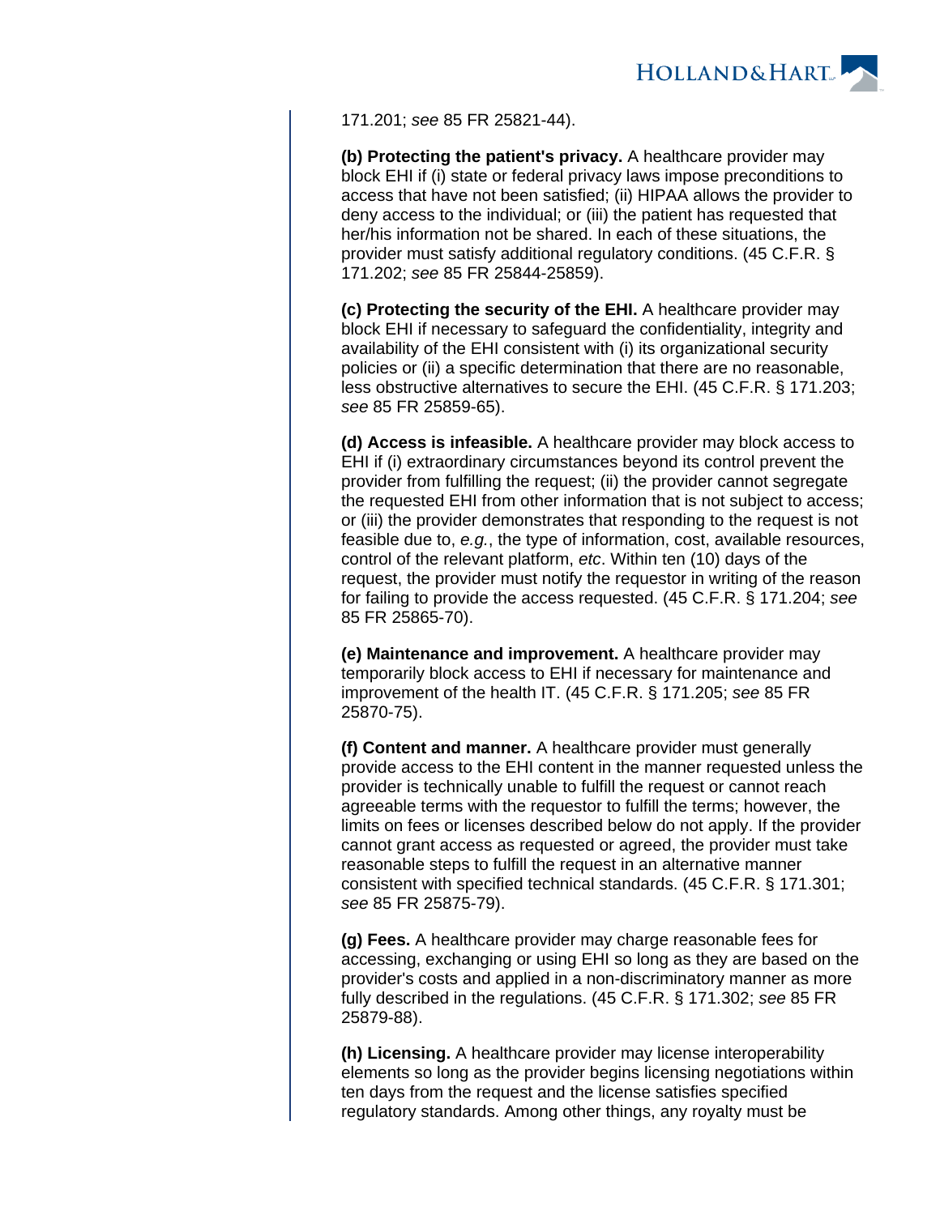171.201; *see* 85 FR 25821-44).

**(b) Protecting the patient's privacy.** A healthcare provider may block EHI if (i) state or federal privacy laws impose preconditions to access that have not been satisfied; (ii) HIPAA allows the provider to deny access to the individual; or (iii) the patient has requested that her/his information not be shared. In each of these situations, the provider must satisfy additional regulatory conditions. (45 C.F.R. § 171.202; *see* 85 FR 25844-25859).

**(c) Protecting the security of the EHI.** A healthcare provider may block EHI if necessary to safeguard the confidentiality, integrity and availability of the EHI consistent with (i) its organizational security policies or (ii) a specific determination that there are no reasonable, less obstructive alternatives to secure the EHI. (45 C.F.R. § 171.203; *see* 85 FR 25859-65).

**(d) Access is infeasible.** A healthcare provider may block access to EHI if (i) extraordinary circumstances beyond its control prevent the provider from fulfilling the request; (ii) the provider cannot segregate the requested EHI from other information that is not subject to access; or (iii) the provider demonstrates that responding to the request is not feasible due to, *e.g.*, the type of information, cost, available resources, control of the relevant platform, *etc*. Within ten (10) days of the request, the provider must notify the requestor in writing of the reason for failing to provide the access requested. (45 C.F.R. § 171.204; *see* 85 FR 25865-70).

**(e) Maintenance and improvement.** A healthcare provider may temporarily block access to EHI if necessary for maintenance and improvement of the health IT. (45 C.F.R. § 171.205; *see* 85 FR 25870-75).

**(f) Content and manner.** A healthcare provider must generally provide access to the EHI content in the manner requested unless the provider is technically unable to fulfill the request or cannot reach agreeable terms with the requestor to fulfill the terms; however, the limits on fees or licenses described below do not apply. If the provider cannot grant access as requested or agreed, the provider must take reasonable steps to fulfill the request in an alternative manner consistent with specified technical standards. (45 C.F.R. § 171.301; *see* 85 FR 25875-79).

**(g) Fees.** A healthcare provider may charge reasonable fees for accessing, exchanging or using EHI so long as they are based on the provider's costs and applied in a non-discriminatory manner as more fully described in the regulations. (45 C.F.R. § 171.302; *see* 85 FR 25879-88).

**(h) Licensing.** A healthcare provider may license interoperability elements so long as the provider begins licensing negotiations within ten days from the request and the license satisfies specified regulatory standards. Among other things, any royalty must be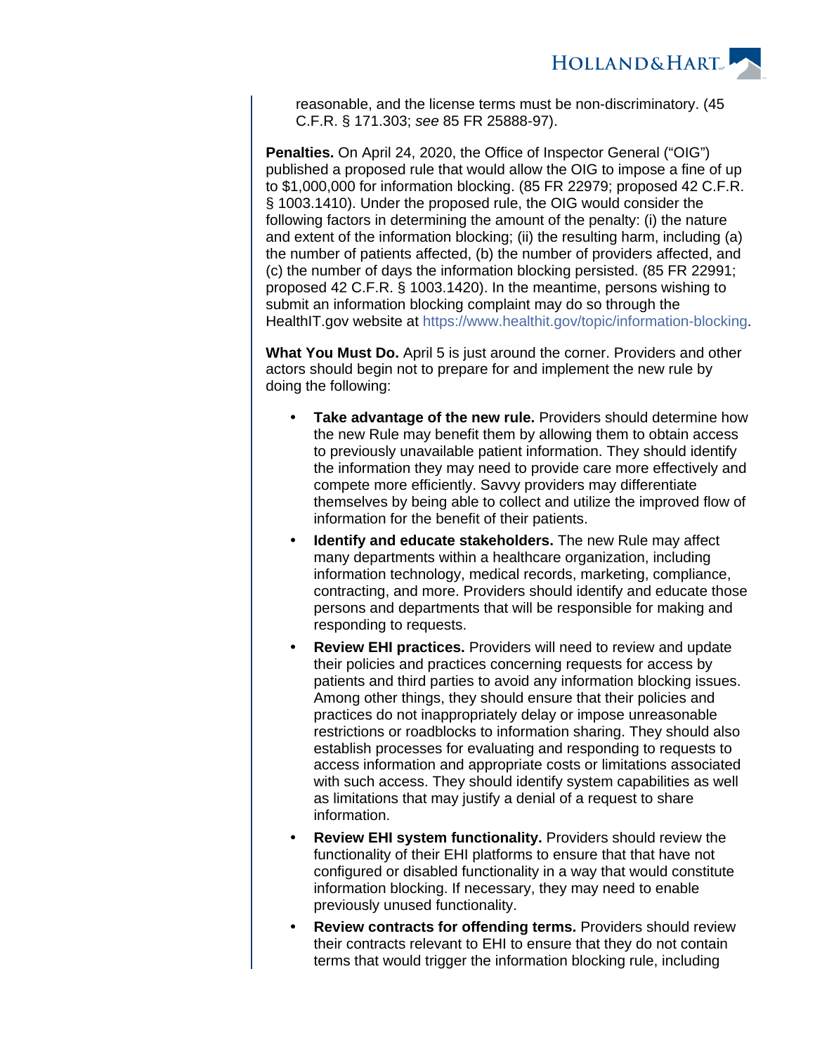reasonable, and the license terms must be non-discriminatory. (45 C.F.R. § 171.303; *see* 85 FR 25888-97).

**Penalties.** On April 24, 2020, the Office of Inspector General ("OIG") published a proposed rule that would allow the OIG to impose a fine of up to $1,000,000 for information blocking. (85 FR 22979; proposed 42 C.F.R. § 1003.1410). Under the proposed rule, the OIG would consider the following factors in determining the amount of the penalty: (i) the nature and extent of the information blocking; (ii) the resulting harm, including (a) the number of patients affected, (b) the number of providers affected, and (c) the number of days the information blocking persisted. (85 FR 22991; proposed 42 C.F.R. § 1003.1420). In the meantime, persons wishing to submit an information blocking complaint may do so through the HealthIT.gov website at https://www.healthit.gov/topic/information-blocking.

**What You Must Do.** April 5 is just around the corner. Providers and other actors should begin not to prepare for and implement the new rule by doing the following:

- **Take advantage of the new rule.** Providers should determine how the new Rule may benefit them by allowing them to obtain access to previously unavailable patient information. They should identify the information they may need to provide care more effectively and compete more efficiently. Savvy providers may differentiate themselves by being able to collect and utilize the improved flow of information for the benefit of their patients.
- **Identify and educate stakeholders.** The new Rule may affect many departments within a healthcare organization, including information technology, medical records, marketing, compliance, contracting, and more. Providers should identify and educate those persons and departments that will be responsible for making and responding to requests.
- **Review EHI practices.** Providers will need to review and update their policies and practices concerning requests for access by patients and third parties to avoid any information blocking issues. Among other things, they should ensure that their policies and practices do not inappropriately delay or impose unreasonable restrictions or roadblocks to information sharing. They should also establish processes for evaluating and responding to requests to access information and appropriate costs or limitations associated with such access. They should identify system capabilities as well as limitations that may justify a denial of a request to share information.
- **Review EHI system functionality.** Providers should review the functionality of their EHI platforms to ensure that that have not configured or disabled functionality in a way that would constitute information blocking. If necessary, they may need to enable previously unused functionality.
- **Review contracts for offending terms.** Providers should review their contracts relevant to EHI to ensure that they do not contain terms that would trigger the information blocking rule, including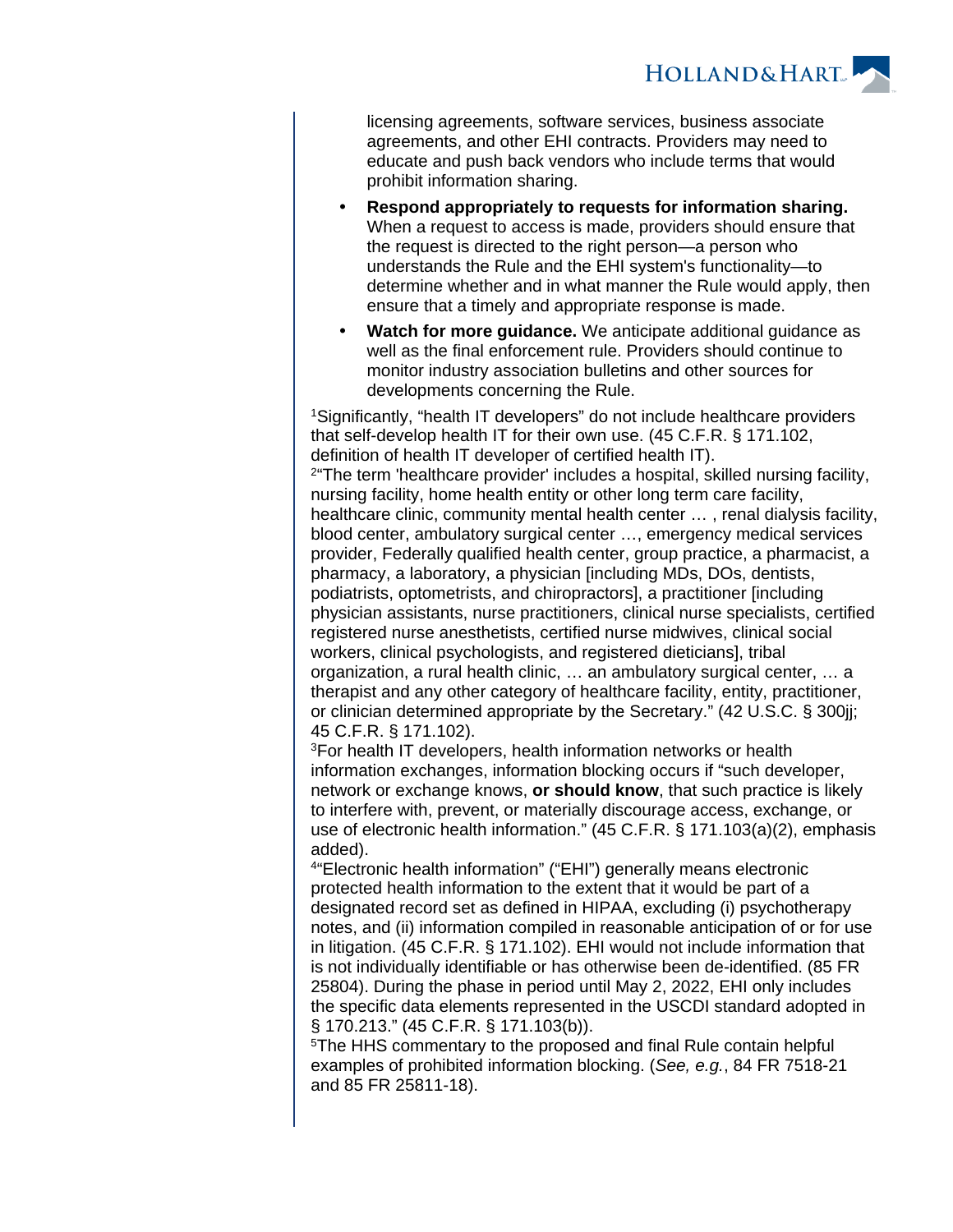licensing agreements, software services, business associate agreements, and other EHI contracts. Providers may need to educate and push back vendors who include terms that would prohibit information sharing.

- **Respond appropriately to requests for information sharing.** When a request to access is made, providers should ensure that the request is directed to the right person—a person who understands the Rule and the EHI system's functionality—to determine whether and in what manner the Rule would apply, then ensure that a timely and appropriate response is made.
- **Watch for more guidance.** We anticipate additional guidance as well as the final enforcement rule. Providers should continue to monitor industry association bulletins and other sources for developments concerning the Rule.

[1]Significantly, "health IT developers" do not include healthcare providers that self-develop health IT for their own use. (45 C.F.R. § 171.102, definition of health IT developer of certified health IT).

[2]"The term 'healthcare provider' includes a hospital, skilled nursing facility, nursing facility, home health entity or other long term care facility, healthcare clinic, community mental health center … , renal dialysis facility, blood center, ambulatory surgical center …, emergency medical services provider, Federally qualified health center, group practice, a pharmacist, a pharmacy, a laboratory, a physician [including MDs, DOs, dentists, podiatrists, optometrists, and chiropractors], a practitioner [including physician assistants, nurse practitioners, clinical nurse specialists, certified registered nurse anesthetists, certified nurse midwives, clinical social workers, clinical psychologists, and registered dieticians], tribal organization, a rural health clinic, … an ambulatory surgical center, … a therapist and any other category of healthcare facility, entity, practitioner, or clinician determined appropriate by the Secretary." (42 U.S.C. § 300jj; 45 C.F.R. § 171.102).

[3]For health IT developers, health information networks or health information exchanges, information blocking occurs if "such developer, network or exchange knows, **or should know**, that such practice is likely to interfere with, prevent, or materially discourage access, exchange, or use of electronic health information." (45 C.F.R. § 171.103(a)(2), emphasis added).

[4]"Electronic health information" ("EHI") generally means electronic protected health information to the extent that it would be part of a designated record set as defined in HIPAA, excluding (i) psychotherapy notes, and (ii) information compiled in reasonable anticipation of or for use in litigation. (45 C.F.R. § 171.102). EHI would not include information that is not individually identifiable or has otherwise been de-identified. (85 FR 25804). During the phase in period until May 2, 2022, EHI only includes the specific data elements represented in the USCDI standard adopted in § 170.213." (45 C.F.R. § 171.103(b)).

[5]The HHS commentary to the proposed and final Rule contain helpful examples of prohibited information blocking. (*See, e.g.*, 84 FR 7518-21 and 85 FR 25811-18).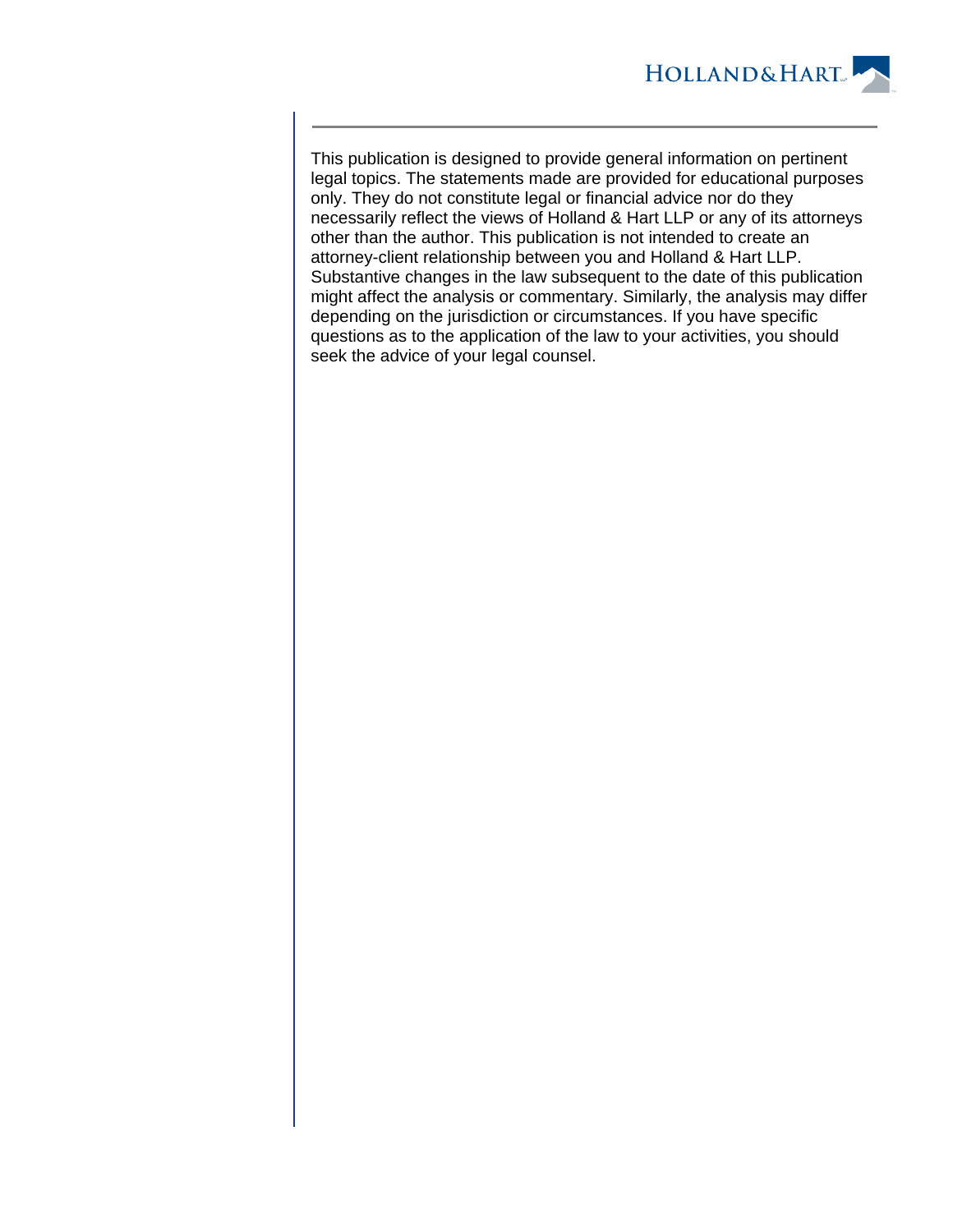This publication is designed to provide general information on pertinent legal topics. The statements made are provided for educational purposes only. They do not constitute legal or financial advice nor do they necessarily reflect the views of Holland & Hart LLP or any of its attorneys other than the author. This publication is not intended to create an attorney-client relationship between you and Holland & Hart LLP. Substantive changes in the law subsequent to the date of this publication might affect the analysis or commentary. Similarly, the analysis may differ depending on the jurisdiction or circumstances. If you have specific questions as to the application of the law to your activities, you should seek the advice of your legal counsel.